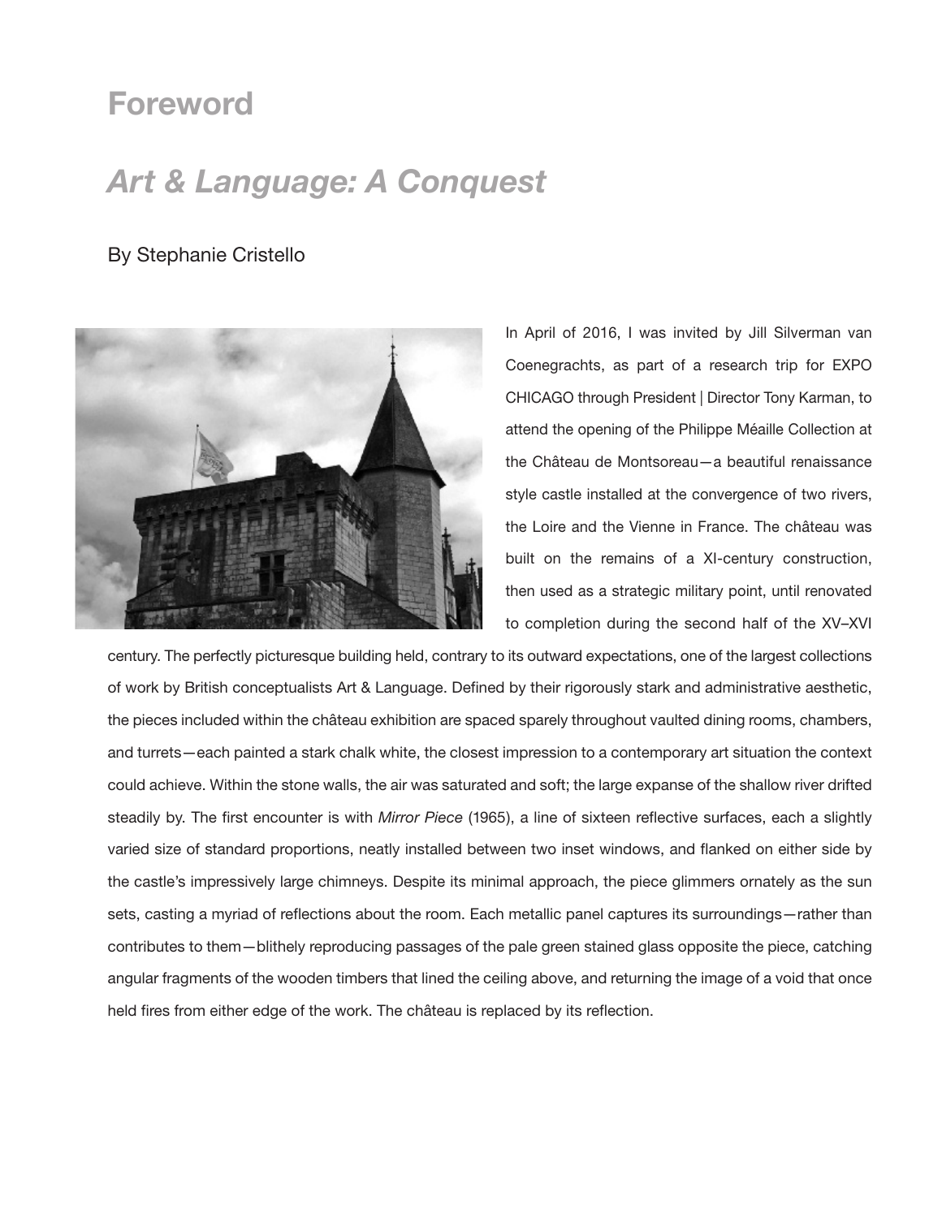# Foreword

## *Art & Language: A Conquest*

By Stephanie Cristello

In April of 2016, I was invited by Jill Silverman van Coenegrachts, as part of a research trip for EXPO CHICAGO through President | Director Tony Karman, to attend the opening of the Philippe Méaille Collection at the Château de Montsoreau—a beautiful renaissance style castle installed at the convergence of two rivers, the Loire and the Vienne in France. The château was built on the remains of a XI-century construction, then used as a strategic military point, until renovated to completion during the second half of the XV–XVI century. The perfectly picturesque building held, contrary to its outward expectations, one of the largest collections of work by British conceptualists Art & Language. Defined by their rigorously stark and administrative aesthetic, the pieces included within the château exhibition are spaced sparely throughout vaulted dining rooms, chambers, and turrets—each painted a stark chalk white, the closest impression to a contemporary art situation the context could achieve. Within the stone walls, the air was saturated and soft; the large expanse of the shallow river drifted steadily by. The first encounter is with *Mirror Piece* (1965), a line of sixteen reflective surfaces, each a slightly varied size of standard proportions, neatly installed between two inset windows, and flanked on either side by the castle's impressively large chimneys. Despite its minimal approach, the piece glimmers ornately as the sun sets, casting a myriad of reflections about the room. Each metallic panel captures its surroundings—rather than contributes to them—blithely reproducing passages of the pale green stained glass opposite the piece, catching angular fragments of the wooden timbers that lined the ceiling above, and returning the image of a void that once held fires from either edge of the work. The château is replaced by its reflection.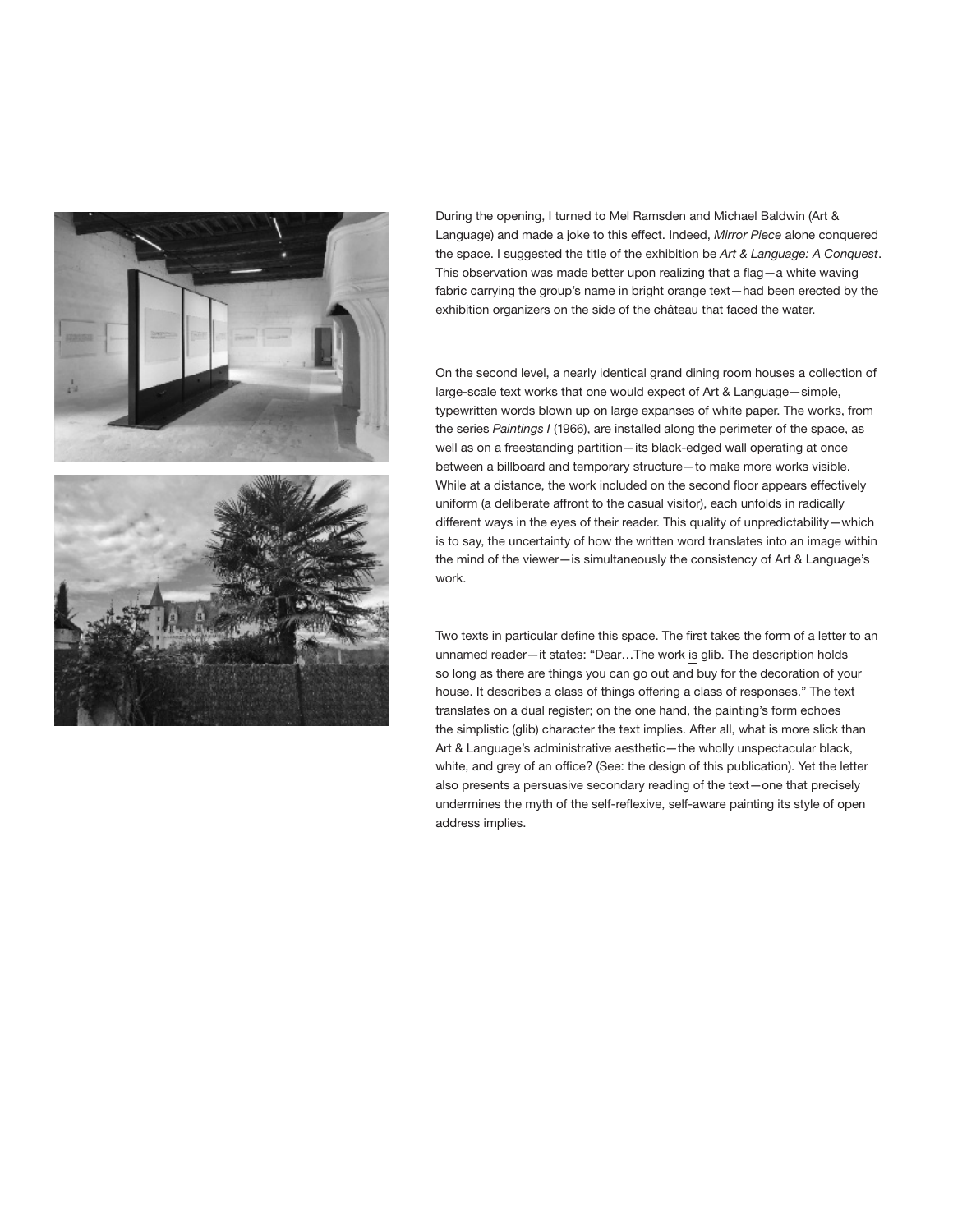During the opening, I turned to Mel Ramsden and Michael Baldwin (Art & Language) and made a joke to this effect. Indeed, *Mirror Piece* alone conquered the space. I suggested the title of the exhibition be *Art & Language: A Conquest*. This observation was made better upon realizing that a flag—a white waving fabric carrying the group's name in bright orange text—had been erected by the exhibition organizers on the side of the château that faced the water.

On the second level, a nearly identical grand dining room houses a collection of large-scale text works that one would expect of Art & Language—simple, typewritten words blown up on large expanses of white paper. The works, from the series *Paintings I* (1966), are installed along the perimeter of the space, as well as on a freestanding partition—its black-edged wall operating at once between a billboard and temporary structure—to make more works visible. While at a distance, the work included on the second floor appears effectively uniform (a deliberate affront to the casual visitor), each unfolds in radically different ways in the eyes of their reader. This quality of unpredictability—which is to say, the uncertainty of how the written word translates into an image within the mind of the viewer—is simultaneously the consistency of Art & Language's work.

Two texts in particular define this space. The first takes the form of a letter to an unnamed reader—it states: "Dear…The work <u>is</u> glib. The description holds so long as there are things you can go out and buy for the decoration of your house. It describes a class of things offering a class of responses." The text translates on a dual register; on the one hand, the painting's form echoes the simplistic (glib) character the text implies. After all, what is more slick than Art & Language's administrative aesthetic—the wholly unspectacular black, white, and grey of an office? (See: the design of this publication). Yet the letter also presents a persuasive secondary reading of the text—one that precisely undermines the myth of the self-reflexive, self-aware painting its style of open address implies.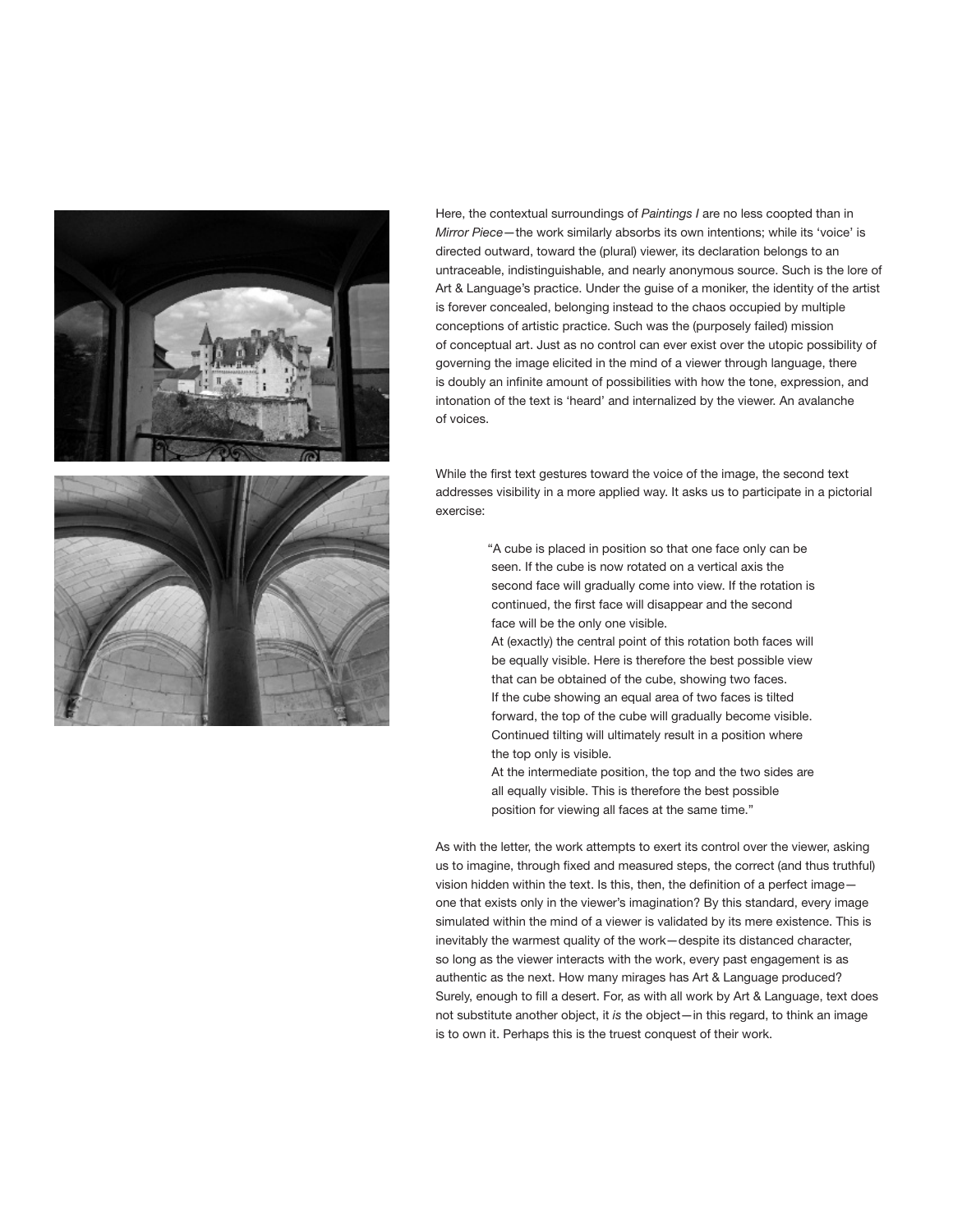Here, the contextual surroundings of *Paintings I* are no less coopted than in *Mirror Piece*—the work similarly absorbs its own intentions; while its 'voice' is directed outward, toward the (plural) viewer, its declaration belongs to an untraceable, indistinguishable, and nearly anonymous source. Such is the lore of Art & Language's practice. Under the guise of a moniker, the identity of the artist is forever concealed, belonging instead to the chaos occupied by multiple conceptions of artistic practice. Such was the (purposely failed) mission of conceptual art. Just as no control can ever exist over the utopic possibility of governing the image elicited in the mind of a viewer through language, there is doubly an infinite amount of possibilities with how the tone, expression, and intonation of the text is 'heard' and internalized by the viewer. An avalanche of voices.

While the first text gestures toward the voice of the image, the second text addresses visibility in a more applied way. It asks us to participate in a pictorial exercise:

> "A cube is placed in position so that one face only can be seen. If the cube is now rotated on a vertical axis the second face will gradually come into view. If the rotation is continued, the first face will disappear and the second face will be the only one visible.
> At (exactly) the central point of this rotation both faces will be equally visible. Here is therefore the best possible view that can be obtained of the cube, showing two faces.
> If the cube showing an equal area of two faces is tilted forward, the top of the cube will gradually become visible. Continued tilting will ultimately result in a position where the top only is visible.
> At the intermediate position, the top and the two sides are all equally visible. This is therefore the best possible position for viewing all faces at the same time."

As with the letter, the work attempts to exert its control over the viewer, asking us to imagine, through fixed and measured steps, the correct (and thus truthful) vision hidden within the text. Is this, then, the definition of a perfect image—one that exists only in the viewer's imagination? By this standard, every image simulated within the mind of a viewer is validated by its mere existence. This is inevitably the warmest quality of the work—despite its distanced character, so long as the viewer interacts with the work, every past engagement is as authentic as the next. How many mirages has Art & Language produced? Surely, enough to fill a desert. For, as with all work by Art & Language, text does not substitute another object, it *is* the object—in this regard, to think an image is to own it. Perhaps this is the truest conquest of their work.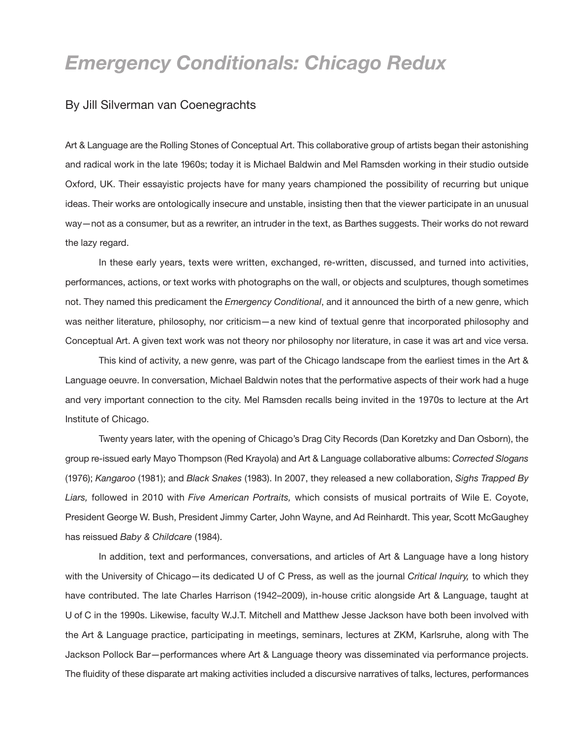# *Emergency Conditionals: Chicago Redux*

By Jill Silverman van Coenegrachts

Art & Language are the Rolling Stones of Conceptual Art. This collaborative group of artists began their astonishing and radical work in the late 1960s; today it is Michael Baldwin and Mel Ramsden working in their studio outside Oxford, UK. Their essayistic projects have for many years championed the possibility of recurring but unique ideas. Their works are ontologically insecure and unstable, insisting then that the viewer participate in an unusual way—not as a consumer, but as a rewriter, an intruder in the text, as Barthes suggests. Their works do not reward the lazy regard.

In these early years, texts were written, exchanged, re-written, discussed, and turned into activities, performances, actions, or text works with photographs on the wall, or objects and sculptures, though sometimes not. They named this predicament the *Emergency Conditional*, and it announced the birth of a new genre, which was neither literature, philosophy, nor criticism—a new kind of textual genre that incorporated philosophy and Conceptual Art. A given text work was not theory nor philosophy nor literature, in case it was art and vice versa.

This kind of activity, a new genre, was part of the Chicago landscape from the earliest times in the Art & Language oeuvre. In conversation, Michael Baldwin notes that the performative aspects of their work had a huge and very important connection to the city. Mel Ramsden recalls being invited in the 1970s to lecture at the Art Institute of Chicago.

Twenty years later, with the opening of Chicago's Drag City Records (Dan Koretzky and Dan Osborn), the group re-issued early Mayo Thompson (Red Krayola) and Art & Language collaborative albums: *Corrected Slogans* (1976); *Kangaroo* (1981); and *Black Snakes* (1983). In 2007, they released a new collaboration, *Sighs Trapped By Liars,* followed in 2010 with *Five American Portraits,* which consists of musical portraits of Wile E. Coyote, President George W. Bush, President Jimmy Carter, John Wayne, and Ad Reinhardt. This year, Scott McGaughey has reissued *Baby & Childcare* (1984).

In addition, text and performances, conversations, and articles of Art & Language have a long history with the University of Chicago—its dedicated U of C Press, as well as the journal *Critical Inquiry,* to which they have contributed. The late Charles Harrison (1942–2009), in-house critic alongside Art & Language, taught at U of C in the 1990s. Likewise, faculty W.J.T. Mitchell and Matthew Jesse Jackson have both been involved with the Art & Language practice, participating in meetings, seminars, lectures at ZKM, Karlsruhe, along with The Jackson Pollock Bar—performances where Art & Language theory was disseminated via performance projects. The fluidity of these disparate art making activities included a discursive narratives of talks, lectures, performances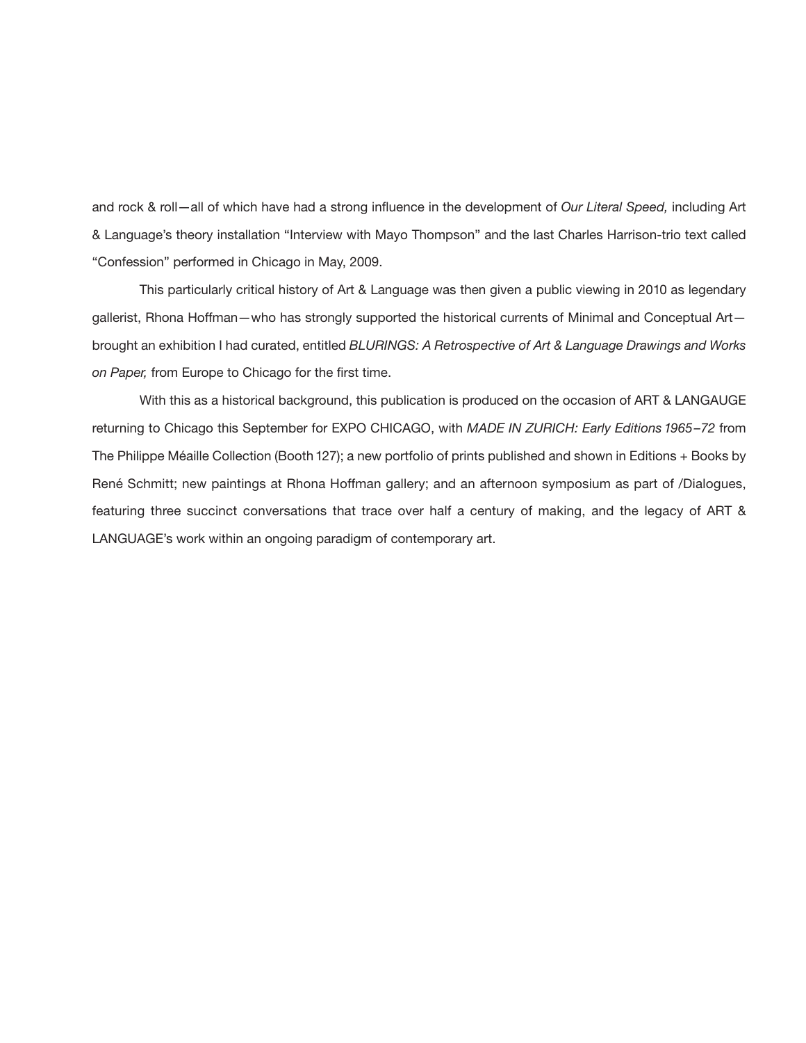and rock & roll—all of which have had a strong influence in the development of *Our Literal Speed,* including Art & Language's theory installation "Interview with Mayo Thompson" and the last Charles Harrison-trio text called "Confession" performed in Chicago in May, 2009.

This particularly critical history of Art & Language was then given a public viewing in 2010 as legendary gallerist, Rhona Hoffman—who has strongly supported the historical currents of Minimal and Conceptual Art—brought an exhibition I had curated, entitled *BLURINGS: A Retrospective of Art & Language Drawings and Works on Paper,* from Europe to Chicago for the first time.

With this as a historical background, this publication is produced on the occasion of ART & LANGAUGE returning to Chicago this September for EXPO CHICAGO, with *MADE IN ZURICH: Early Editions 1965–72* from The Philippe Méaille Collection (Booth 127); a new portfolio of prints published and shown in Editions + Books by René Schmitt; new paintings at Rhona Hoffman gallery; and an afternoon symposium as part of /Dialogues, featuring three succinct conversations that trace over half a century of making, and the legacy of ART & LANGUAGE's work within an ongoing paradigm of contemporary art.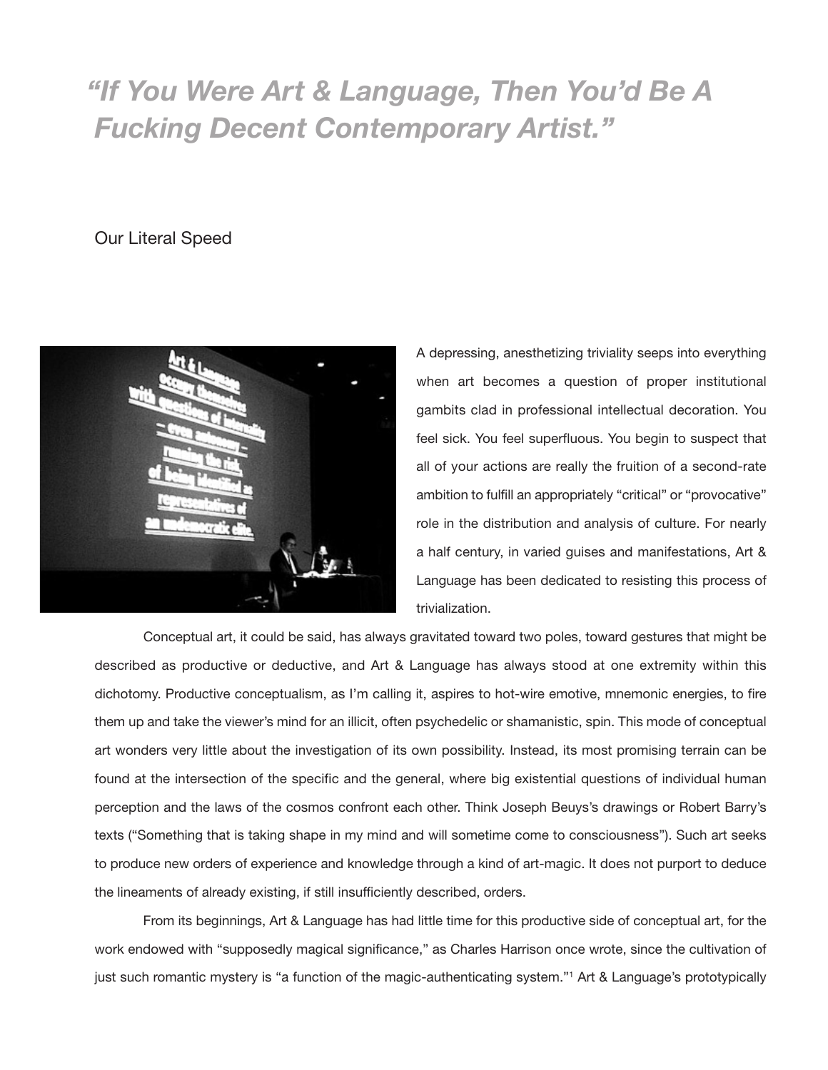# *"If You Were Art & Language, Then You'd Be A Fucking Decent Contemporary Artist."*

Our Literal Speed

A depressing, anesthetizing triviality seeps into everything when art becomes a question of proper institutional gambits clad in professional intellectual decoration. You feel sick. You feel superfluous. You begin to suspect that all of your actions are really the fruition of a second-rate ambition to fulfill an appropriately "critical" or "provocative" role in the distribution and analysis of culture. For nearly a half century, in varied guises and manifestations, Art & Language has been dedicated to resisting this process of trivialization.

Conceptual art, it could be said, has always gravitated toward two poles, toward gestures that might be described as productive or deductive, and Art & Language has always stood at one extremity within this dichotomy. Productive conceptualism, as I'm calling it, aspires to hot-wire emotive, mnemonic energies, to fire them up and take the viewer's mind for an illicit, often psychedelic or shamanistic, spin. This mode of conceptual art wonders very little about the investigation of its own possibility. Instead, its most promising terrain can be found at the intersection of the specific and the general, where big existential questions of individual human perception and the laws of the cosmos confront each other. Think Joseph Beuys's drawings or Robert Barry's texts ("Something that is taking shape in my mind and will sometime come to consciousness"). Such art seeks to produce new orders of experience and knowledge through a kind of art-magic. It does not purport to deduce the lineaments of already existing, if still insufficiently described, orders.

From its beginnings, Art & Language has had little time for this productive side of conceptual art, for the work endowed with "supposedly magical significance," as Charles Harrison once wrote, since the cultivation of just such romantic mystery is "a function of the magic-authenticating system."[1] Art & Language's prototypically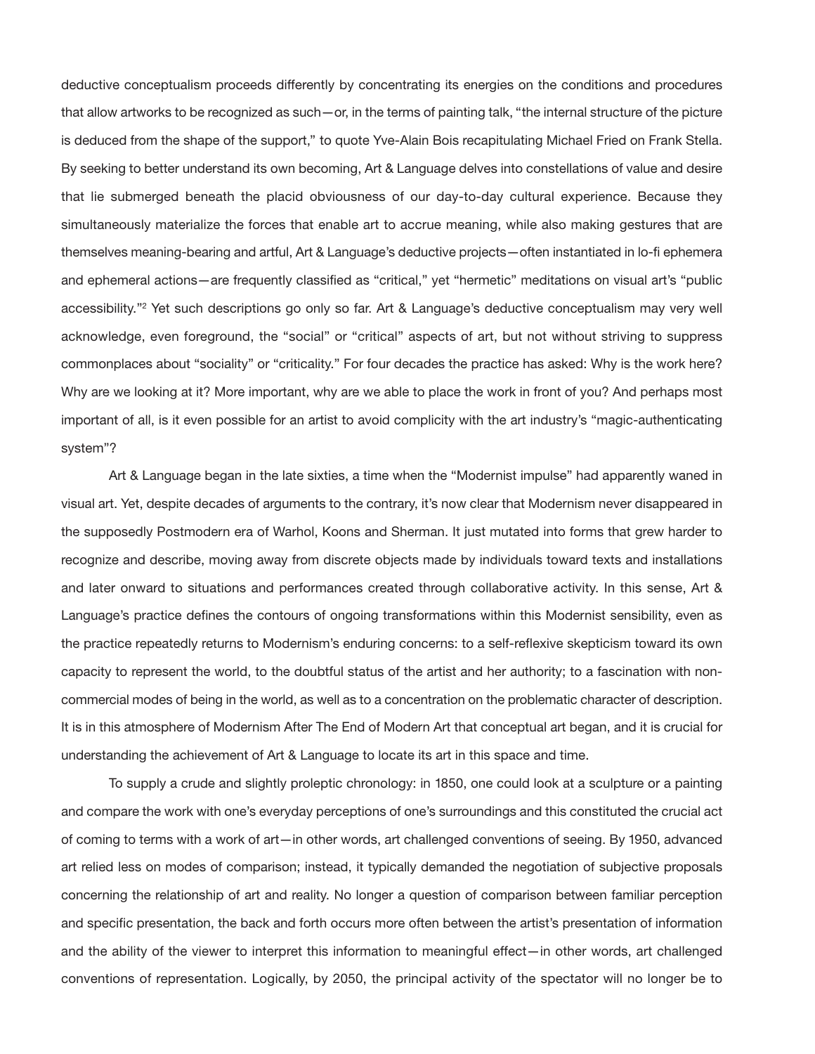deductive conceptualism proceeds differently by concentrating its energies on the conditions and procedures that allow artworks to be recognized as such—or, in the terms of painting talk, "the internal structure of the picture is deduced from the shape of the support," to quote Yve-Alain Bois recapitulating Michael Fried on Frank Stella. By seeking to better understand its own becoming, Art & Language delves into constellations of value and desire that lie submerged beneath the placid obviousness of our day-to-day cultural experience. Because they simultaneously materialize the forces that enable art to accrue meaning, while also making gestures that are themselves meaning-bearing and artful, Art & Language's deductive projects—often instantiated in lo-fi ephemera and ephemeral actions—are frequently classified as "critical," yet "hermetic" meditations on visual art's "public accessibility."[2] Yet such descriptions go only so far. Art & Language's deductive conceptualism may very well acknowledge, even foreground, the "social" or "critical" aspects of art, but not without striving to suppress commonplaces about "sociality" or "criticality." For four decades the practice has asked: Why is the work here? Why are we looking at it? More important, why are we able to place the work in front of you? And perhaps most important of all, is it even possible for an artist to avoid complicity with the art industry's "magic-authenticating system"?

Art & Language began in the late sixties, a time when the "Modernist impulse" had apparently waned in visual art. Yet, despite decades of arguments to the contrary, it's now clear that Modernism never disappeared in the supposedly Postmodern era of Warhol, Koons and Sherman. It just mutated into forms that grew harder to recognize and describe, moving away from discrete objects made by individuals toward texts and installations and later onward to situations and performances created through collaborative activity. In this sense, Art & Language's practice defines the contours of ongoing transformations within this Modernist sensibility, even as the practice repeatedly returns to Modernism's enduring concerns: to a self-reflexive skepticism toward its own capacity to represent the world, to the doubtful status of the artist and her authority; to a fascination with non-commercial modes of being in the world, as well as to a concentration on the problematic character of description. It is in this atmosphere of Modernism After The End of Modern Art that conceptual art began, and it is crucial for understanding the achievement of Art & Language to locate its art in this space and time.

To supply a crude and slightly proleptic chronology: in 1850, one could look at a sculpture or a painting and compare the work with one's everyday perceptions of one's surroundings and this constituted the crucial act of coming to terms with a work of art—in other words, art challenged conventions of seeing. By 1950, advanced art relied less on modes of comparison; instead, it typically demanded the negotiation of subjective proposals concerning the relationship of art and reality. No longer a question of comparison between familiar perception and specific presentation, the back and forth occurs more often between the artist's presentation of information and the ability of the viewer to interpret this information to meaningful effect—in other words, art challenged conventions of representation. Logically, by 2050, the principal activity of the spectator will no longer be to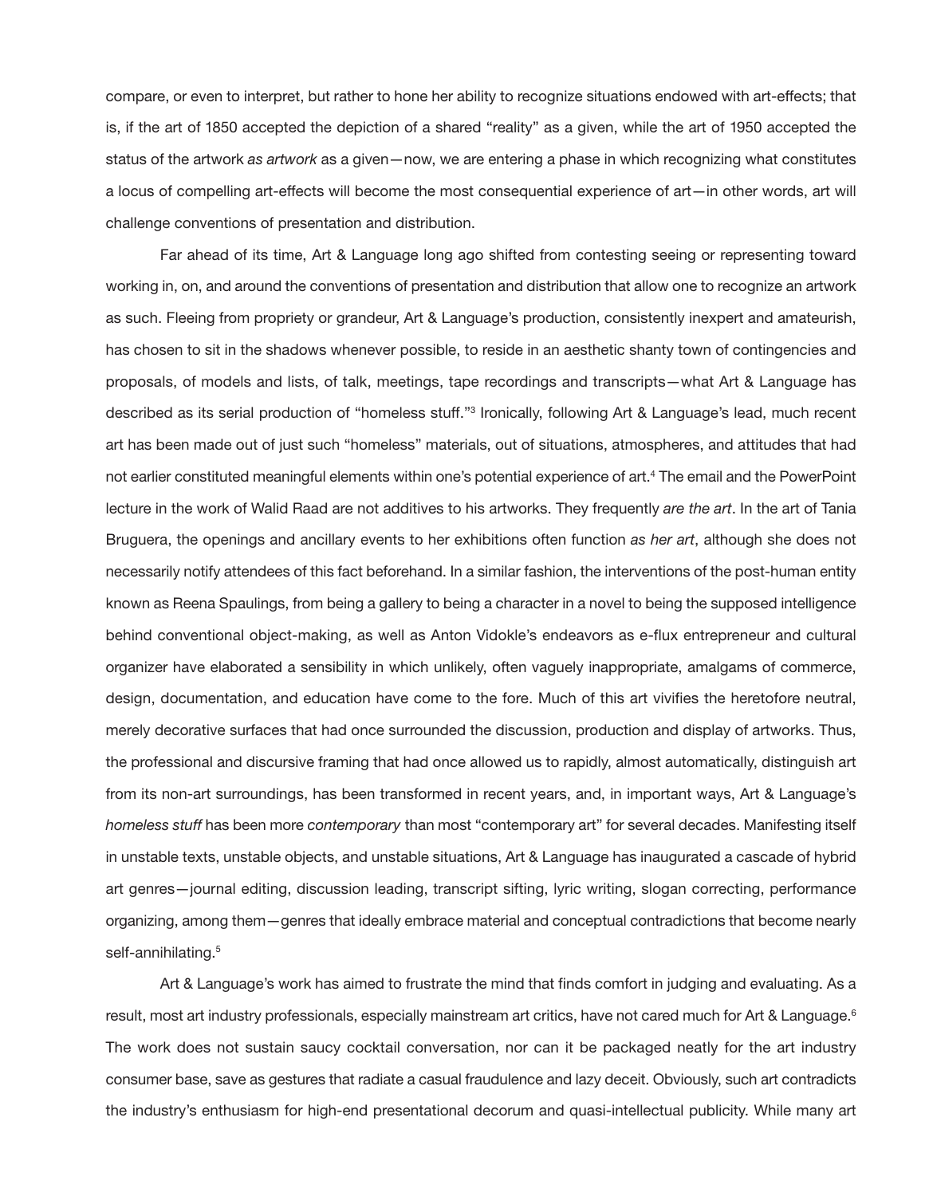compare, or even to interpret, but rather to hone her ability to recognize situations endowed with art-effects; that is, if the art of 1850 accepted the depiction of a shared "reality" as a given, while the art of 1950 accepted the status of the artwork *as artwork* as a given—now, we are entering a phase in which recognizing what constitutes a locus of compelling art-effects will become the most consequential experience of art—in other words, art will challenge conventions of presentation and distribution.

Far ahead of its time, Art & Language long ago shifted from contesting seeing or representing toward working in, on, and around the conventions of presentation and distribution that allow one to recognize an artwork as such. Fleeing from propriety or grandeur, Art & Language's production, consistently inexpert and amateurish, has chosen to sit in the shadows whenever possible, to reside in an aesthetic shanty town of contingencies and proposals, of models and lists, of talk, meetings, tape recordings and transcripts—what Art & Language has described as its serial production of "homeless stuff."[3] Ironically, following Art & Language's lead, much recent art has been made out of just such "homeless" materials, out of situations, atmospheres, and attitudes that had not earlier constituted meaningful elements within one's potential experience of art.[4] The email and the PowerPoint lecture in the work of Walid Raad are not additives to his artworks. They frequently *are the art*. In the art of Tania Bruguera, the openings and ancillary events to her exhibitions often function *as her art*, although she does not necessarily notify attendees of this fact beforehand. In a similar fashion, the interventions of the post-human entity known as Reena Spaulings, from being a gallery to being a character in a novel to being the supposed intelligence behind conventional object-making, as well as Anton Vidokle's endeavors as e-flux entrepreneur and cultural organizer have elaborated a sensibility in which unlikely, often vaguely inappropriate, amalgams of commerce, design, documentation, and education have come to the fore. Much of this art vivifies the heretofore neutral, merely decorative surfaces that had once surrounded the discussion, production and display of artworks. Thus, the professional and discursive framing that had once allowed us to rapidly, almost automatically, distinguish art from its non-art surroundings, has been transformed in recent years, and, in important ways, Art & Language's *homeless stuff* has been more *contemporary* than most "contemporary art" for several decades. Manifesting itself in unstable texts, unstable objects, and unstable situations, Art & Language has inaugurated a cascade of hybrid art genres—journal editing, discussion leading, transcript sifting, lyric writing, slogan correcting, performance organizing, among them—genres that ideally embrace material and conceptual contradictions that become nearly self-annihilating.[5]

Art & Language's work has aimed to frustrate the mind that finds comfort in judging and evaluating. As a result, most art industry professionals, especially mainstream art critics, have not cared much for Art & Language.[6] The work does not sustain saucy cocktail conversation, nor can it be packaged neatly for the art industry consumer base, save as gestures that radiate a casual fraudulence and lazy deceit. Obviously, such art contradicts the industry's enthusiasm for high-end presentational decorum and quasi-intellectual publicity. While many art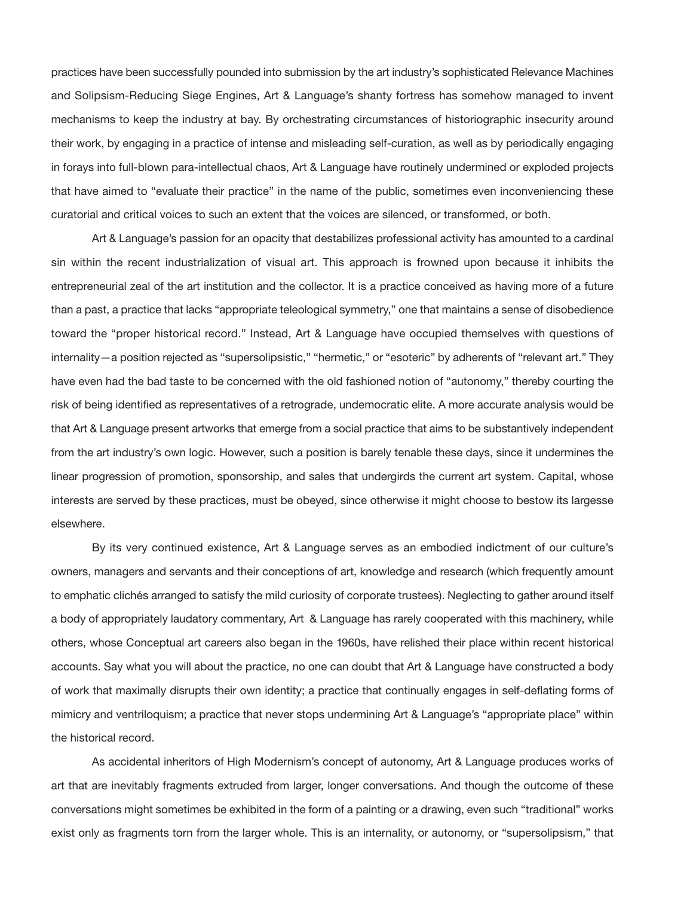practices have been successfully pounded into submission by the art industry's sophisticated Relevance Machines and Solipsism-Reducing Siege Engines, Art & Language's shanty fortress has somehow managed to invent mechanisms to keep the industry at bay. By orchestrating circumstances of historiographic insecurity around their work, by engaging in a practice of intense and misleading self-curation, as well as by periodically engaging in forays into full-blown para-intellectual chaos, Art & Language have routinely undermined or exploded projects that have aimed to "evaluate their practice" in the name of the public, sometimes even inconveniencing these curatorial and critical voices to such an extent that the voices are silenced, or transformed, or both.

Art & Language's passion for an opacity that destabilizes professional activity has amounted to a cardinal sin within the recent industrialization of visual art. This approach is frowned upon because it inhibits the entrepreneurial zeal of the art institution and the collector. It is a practice conceived as having more of a future than a past, a practice that lacks "appropriate teleological symmetry," one that maintains a sense of disobedience toward the "proper historical record." Instead, Art & Language have occupied themselves with questions of internality—a position rejected as "supersolipsistic," "hermetic," or "esoteric" by adherents of "relevant art." They have even had the bad taste to be concerned with the old fashioned notion of "autonomy," thereby courting the risk of being identified as representatives of a retrograde, undemocratic elite. A more accurate analysis would be that Art & Language present artworks that emerge from a social practice that aims to be substantively independent from the art industry's own logic. However, such a position is barely tenable these days, since it undermines the linear progression of promotion, sponsorship, and sales that undergirds the current art system. Capital, whose interests are served by these practices, must be obeyed, since otherwise it might choose to bestow its largesse elsewhere.

By its very continued existence, Art & Language serves as an embodied indictment of our culture's owners, managers and servants and their conceptions of art, knowledge and research (which frequently amount to emphatic clichés arranged to satisfy the mild curiosity of corporate trustees). Neglecting to gather around itself a body of appropriately laudatory commentary, Art & Language has rarely cooperated with this machinery, while others, whose Conceptual art careers also began in the 1960s, have relished their place within recent historical accounts. Say what you will about the practice, no one can doubt that Art & Language have constructed a body of work that maximally disrupts their own identity; a practice that continually engages in self-deflating forms of mimicry and ventriloquism; a practice that never stops undermining Art & Language's "appropriate place" within the historical record.

As accidental inheritors of High Modernism's concept of autonomy, Art & Language produces works of art that are inevitably fragments extruded from larger, longer conversations. And though the outcome of these conversations might sometimes be exhibited in the form of a painting or a drawing, even such "traditional" works exist only as fragments torn from the larger whole. This is an internality, or autonomy, or "supersolipsism," that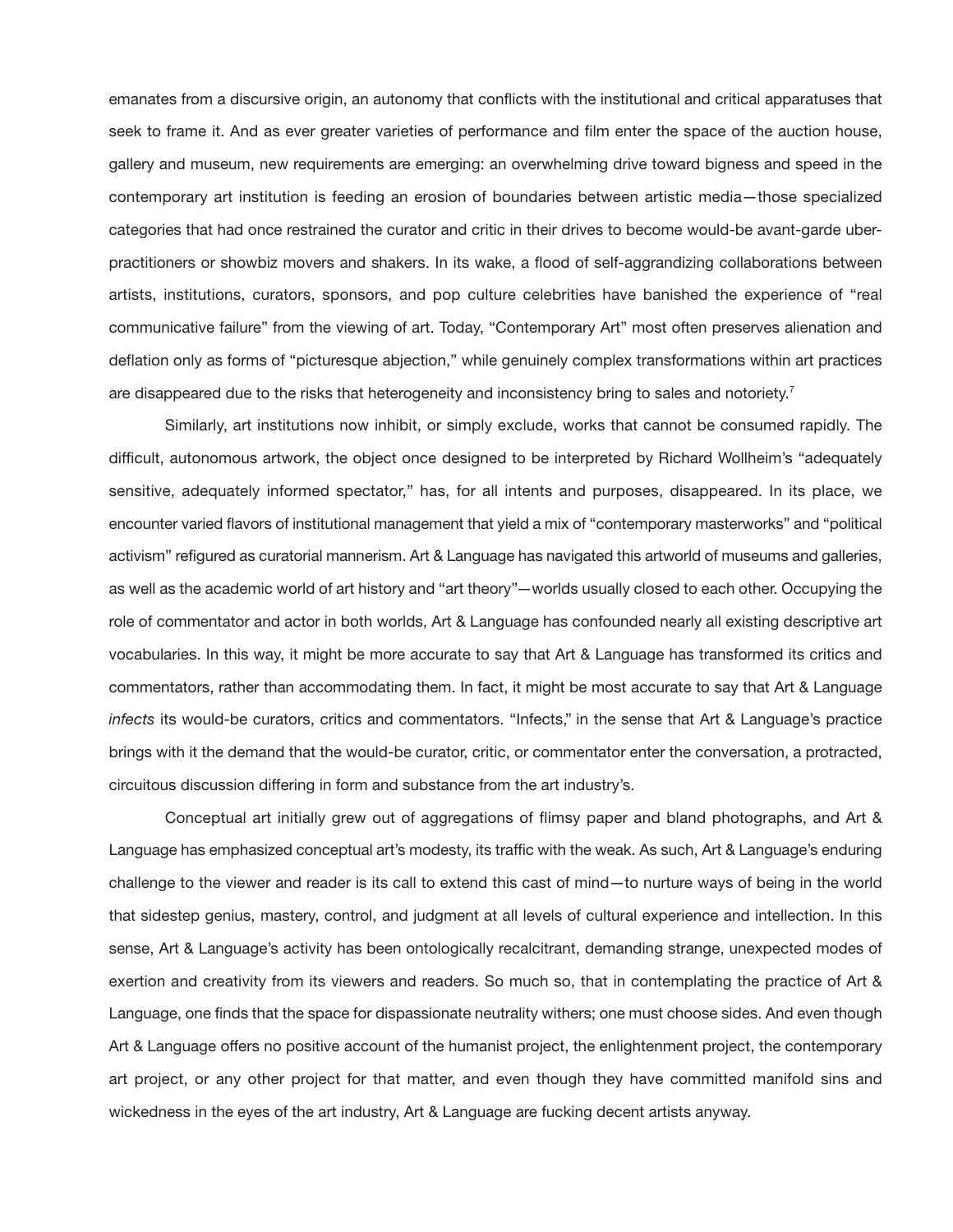emanates from a discursive origin, an autonomy that conflicts with the institutional and critical apparatuses that seek to frame it. And as ever greater varieties of performance and film enter the space of the auction house, gallery and museum, new requirements are emerging: an overwhelming drive toward bigness and speed in the contemporary art institution is feeding an erosion of boundaries between artistic media—those specialized categories that had once restrained the curator and critic in their drives to become would-be avant-garde uber-practitioners or showbiz movers and shakers. In its wake, a flood of self-aggrandizing collaborations between artists, institutions, curators, sponsors, and pop culture celebrities have banished the experience of "real communicative failure" from the viewing of art. Today, "Contemporary Art" most often preserves alienation and deflation only as forms of "picturesque abjection," while genuinely complex transformations within art practices are disappeared due to the risks that heterogeneity and inconsistency bring to sales and notoriety.[7]

Similarly, art institutions now inhibit, or simply exclude, works that cannot be consumed rapidly. The difficult, autonomous artwork, the object once designed to be interpreted by Richard Wollheim's "adequately sensitive, adequately informed spectator," has, for all intents and purposes, disappeared. In its place, we encounter varied flavors of institutional management that yield a mix of "contemporary masterworks" and "political activism" refigured as curatorial mannerism. Art & Language has navigated this artworld of museums and galleries, as well as the academic world of art history and "art theory"—worlds usually closed to each other. Occupying the role of commentator and actor in both worlds, Art & Language has confounded nearly all existing descriptive art vocabularies. In this way, it might be more accurate to say that Art & Language has transformed its critics and commentators, rather than accommodating them. In fact, it might be most accurate to say that Art & Language *infects* its would-be curators, critics and commentators. "Infects," in the sense that Art & Language's practice brings with it the demand that the would-be curator, critic, or commentator enter the conversation, a protracted, circuitous discussion differing in form and substance from the art industry's.

Conceptual art initially grew out of aggregations of flimsy paper and bland photographs, and Art & Language has emphasized conceptual art's modesty, its traffic with the weak. As such, Art & Language's enduring challenge to the viewer and reader is its call to extend this cast of mind—to nurture ways of being in the world that sidestep genius, mastery, control, and judgment at all levels of cultural experience and intellection. In this sense, Art & Language's activity has been ontologically recalcitrant, demanding strange, unexpected modes of exertion and creativity from its viewers and readers. So much so, that in contemplating the practice of Art & Language, one finds that the space for dispassionate neutrality withers; one must choose sides. And even though Art & Language offers no positive account of the humanist project, the enlightenment project, the contemporary art project, or any other project for that matter, and even though they have committed manifold sins and wickedness in the eyes of the art industry, Art & Language are fucking decent artists anyway.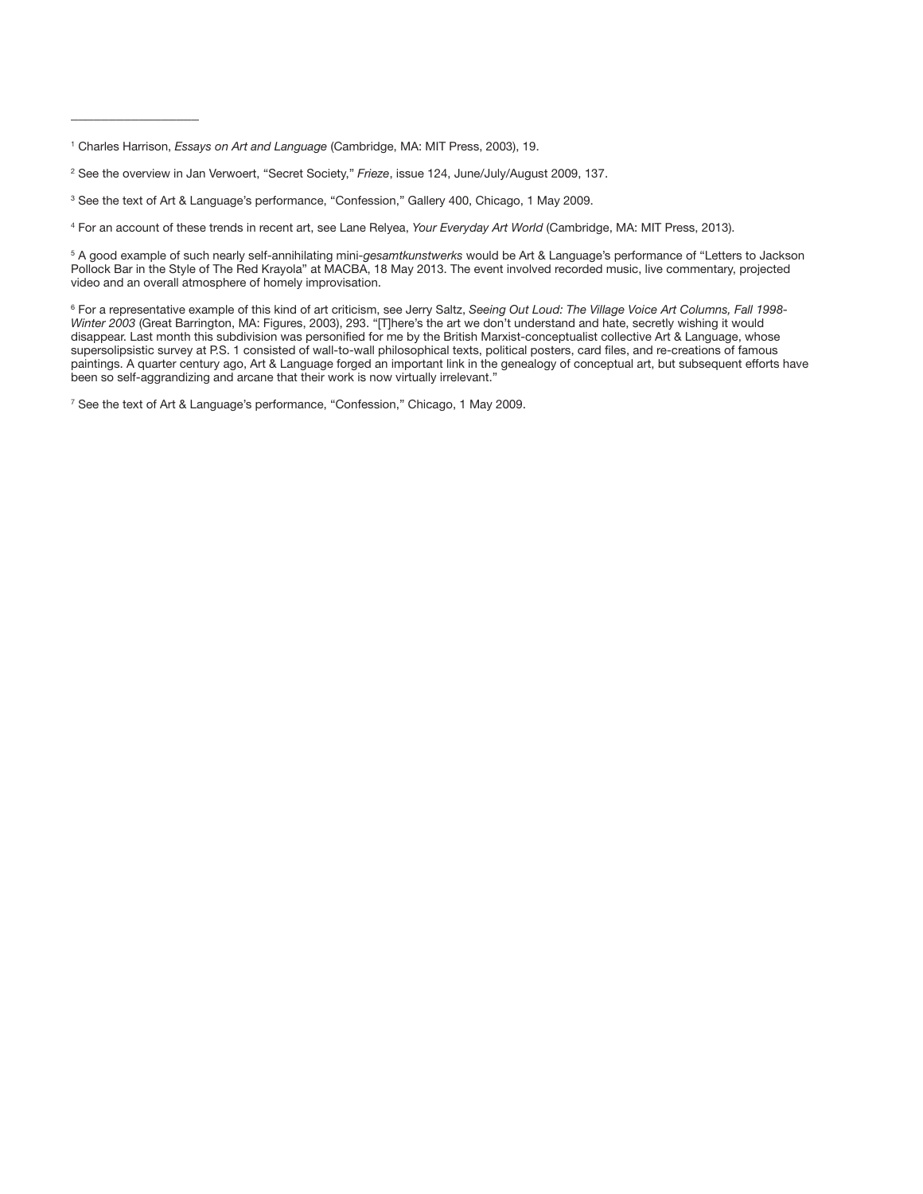---

[1] Charles Harrison, *Essays on Art and Language* (Cambridge, MA: MIT Press, 2003), 19.

[2] See the overview in Jan Verwoert, "Secret Society," *Frieze*, issue 124, June/July/August 2009, 137.

[3] See the text of Art & Language's performance, "Confession," Gallery 400, Chicago, 1 May 2009.

[4] For an account of these trends in recent art, see Lane Relyea, *Your Everyday Art World* (Cambridge, MA: MIT Press, 2013).

[5] A good example of such nearly self-annihilating mini-*gesamtkunstwerks* would be Art & Language's performance of "Letters to Jackson Pollock Bar in the Style of The Red Krayola" at MACBA, 18 May 2013. The event involved recorded music, live commentary, projected video and an overall atmosphere of homely improvisation.

[6] For a representative example of this kind of art criticism, see Jerry Saltz, *Seeing Out Loud: The Village Voice Art Columns, Fall 1998-Winter 2003* (Great Barrington, MA: Figures, 2003), 293. "[T]here's the art we don't understand and hate, secretly wishing it would disappear. Last month this subdivision was personified for me by the British Marxist-conceptualist collective Art & Language, whose supersolipsistic survey at P.S. 1 consisted of wall-to-wall philosophical texts, political posters, card files, and re-creations of famous paintings. A quarter century ago, Art & Language forged an important link in the genealogy of conceptual art, but subsequent efforts have been so self-aggrandizing and arcane that their work is now virtually irrelevant."

[7] See the text of Art & Language's performance, "Confession," Chicago, 1 May 2009.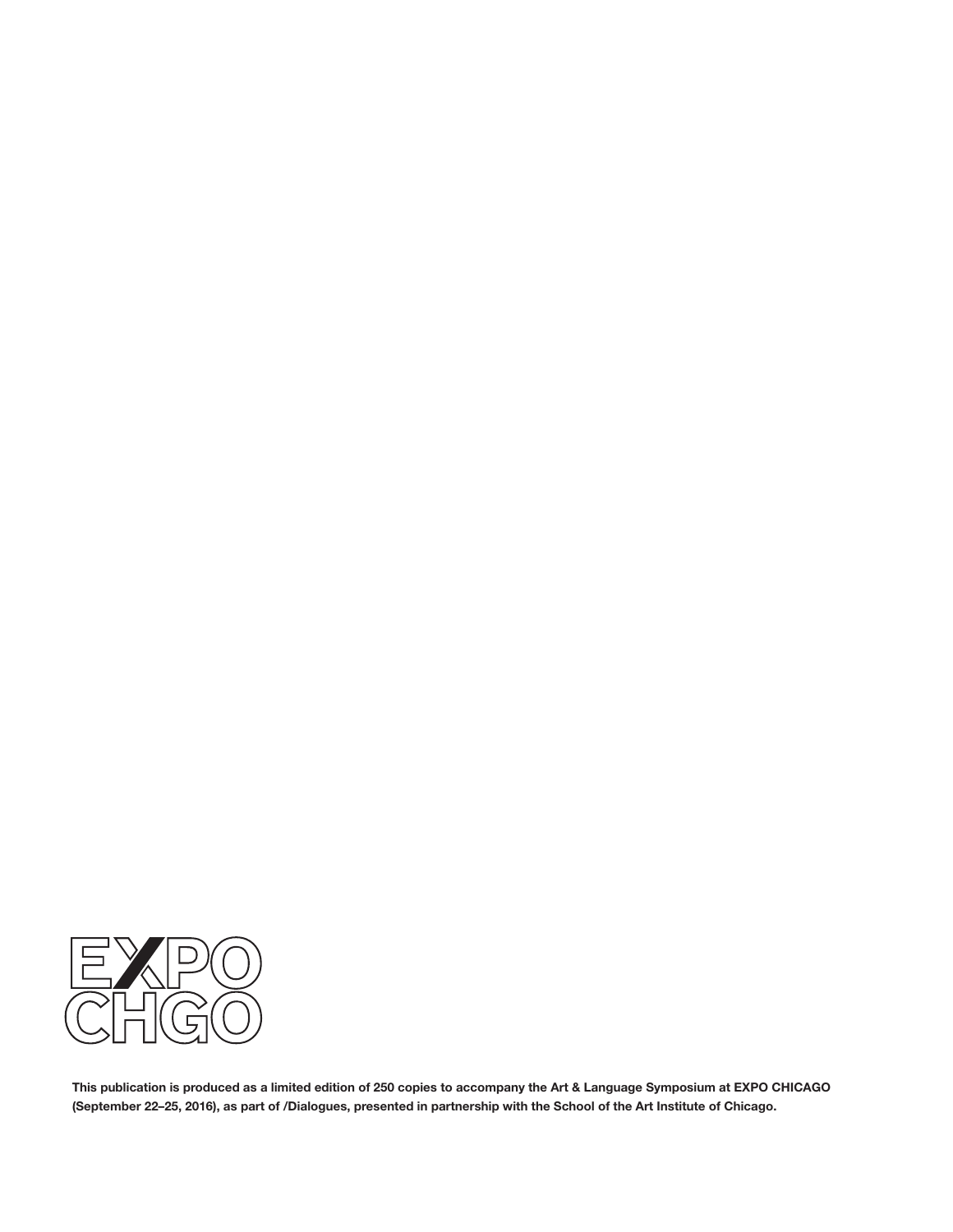EXPO
CHGO

**This publication is produced as a limited edition of 250 copies to accompany the Art & Language Symposium at EXPO CHICAGO (September 22–25, 2016), as part of /Dialogues, presented in partnership with the School of the Art Institute of Chicago.**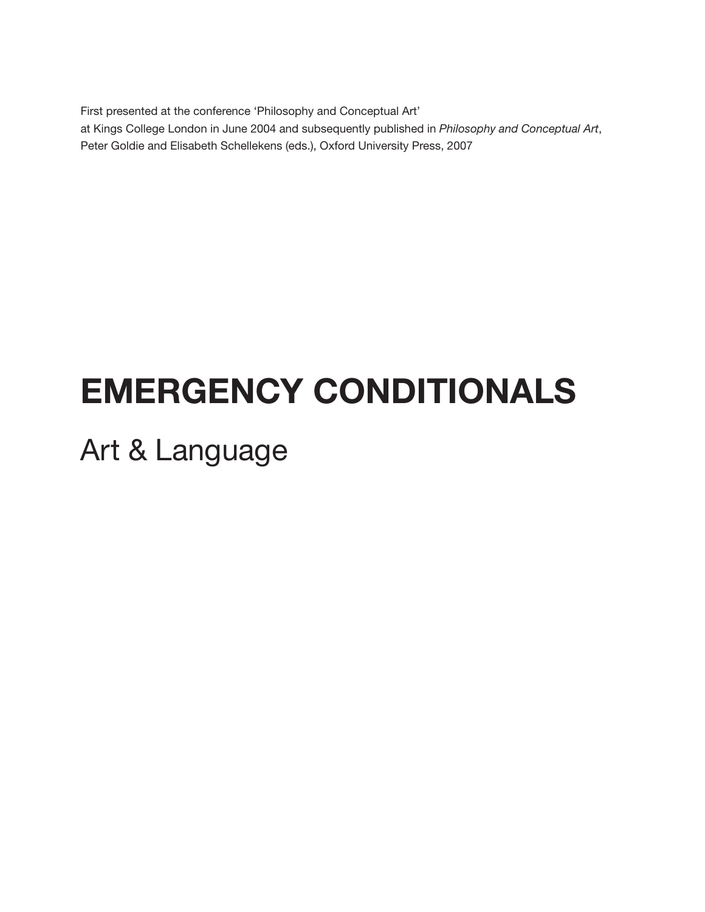First presented at the conference 'Philosophy and Conceptual Art' at Kings College London in June 2004 and subsequently published in *Philosophy and Conceptual Art*, Peter Goldie and Elisabeth Schellekens (eds.), Oxford University Press, 2007

# EMERGENCY CONDITIONALS

## Art & Language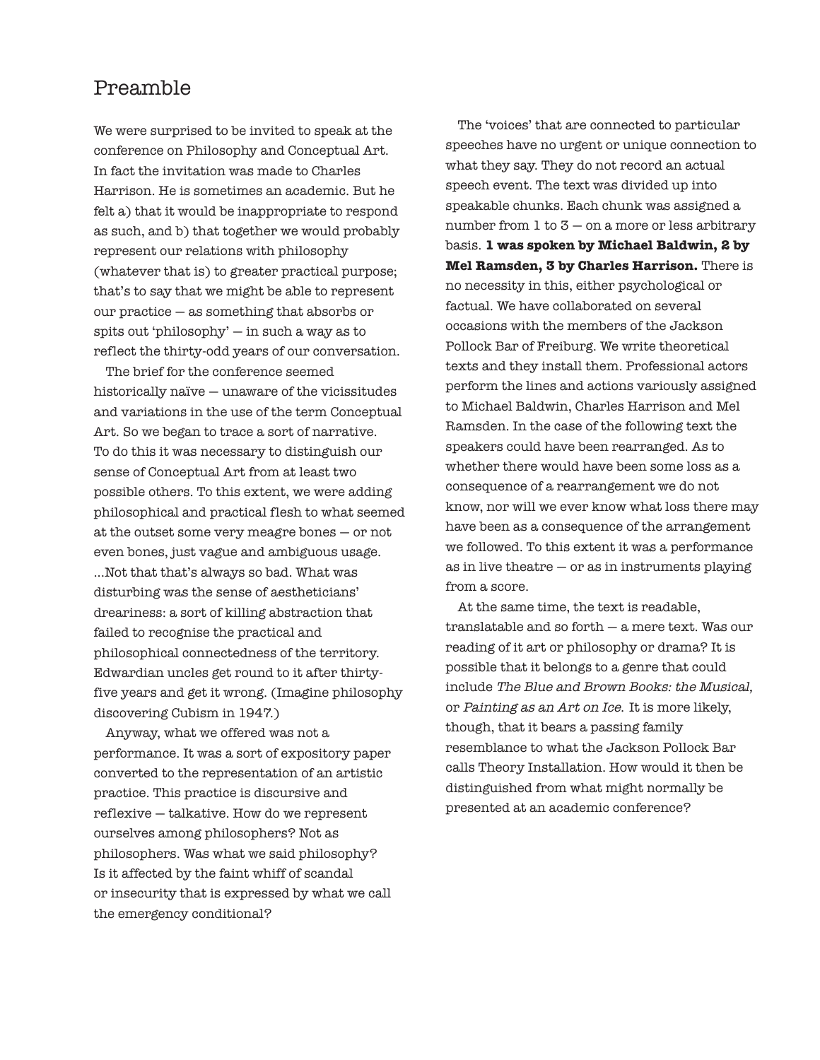## Preamble

We were surprised to be invited to speak at the conference on Philosophy and Conceptual Art. In fact the invitation was made to Charles Harrison. He is sometimes an academic. But he felt a) that it would be inappropriate to respond as such, and b) that together we would probably represent our relations with philosophy (whatever that is) to greater practical purpose; that's to say that we might be able to represent our practice — as something that absorbs or spits out 'philosophy' — in such a way as to reflect the thirty-odd years of our conversation.

The brief for the conference seemed historically naïve — unaware of the vicissitudes and variations in the use of the term Conceptual Art. So we began to trace a sort of narrative. To do this it was necessary to distinguish our sense of Conceptual Art from at least two possible others. To this extent, we were adding philosophical and practical flesh to what seemed at the outset some very meagre bones — or not even bones, just vague and ambiguous usage. ...Not that that's always so bad. What was disturbing was the sense of aestheticians' dreariness: a sort of killing abstraction that failed to recognise the practical and philosophical connectedness of the territory. Edwardian uncles get round to it after thirty-five years and get it wrong. (Imagine philosophy discovering Cubism in 1947.)

Anyway, what we offered was not a performance. It was a sort of expository paper converted to the representation of an artistic practice. This practice is discursive and reflexive — talkative. How do we represent ourselves among philosophers? Not as philosophers. Was what we said philosophy? Is it affected by the faint whiff of scandal or insecurity that is expressed by what we call the emergency conditional?

The 'voices' that are connected to particular speeches have no urgent or unique connection to what they say. They do not record an actual speech event. The text was divided up into speakable chunks. Each chunk was assigned a number from 1 to 3 — on a more or less arbitrary basis. **1 was spoken by Michael Baldwin, 2 by Mel Ramsden, 3 by Charles Harrison.** There is no necessity in this, either psychological or factual. We have collaborated on several occasions with the members of the Jackson Pollock Bar of Freiburg. We write theoretical texts and they install them. Professional actors perform the lines and actions variously assigned to Michael Baldwin, Charles Harrison and Mel Ramsden. In the case of the following text the speakers could have been rearranged. As to whether there would have been some loss as a consequence of a rearrangement we do not know, nor will we ever know what loss there may have been as a consequence of the arrangement we followed. To this extent it was a performance as in live theatre — or as in instruments playing from a score.

At the same time, the text is readable, translatable and so forth — a mere text. Was our reading of it art or philosophy or drama? It is possible that it belongs to a genre that could include *The Blue and Brown Books: the Musical*, or *Painting as an Art on Ice*. It is more likely, though, that it bears a passing family resemblance to what the Jackson Pollock Bar calls Theory Installation. How would it then be distinguished from what might normally be presented at an academic conference?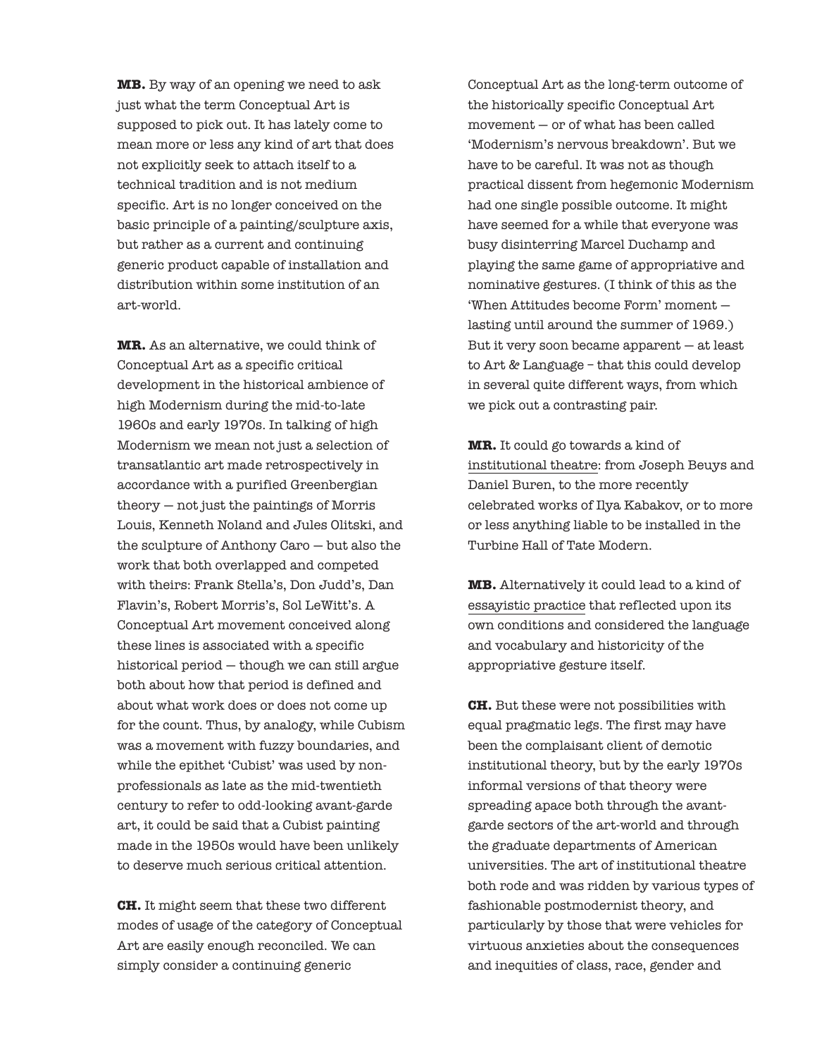**MB.** By way of an opening we need to ask just what the term Conceptual Art is supposed to pick out. It has lately come to mean more or less any kind of art that does not explicitly seek to attach itself to a technical tradition and is not medium specific. Art is no longer conceived on the basic principle of a painting/sculpture axis, but rather as a current and continuing generic product capable of installation and distribution within some institution of an art-world.

**MR.** As an alternative, we could think of Conceptual Art as a specific critical development in the historical ambience of high Modernism during the mid-to-late 1960s and early 1970s. In talking of high Modernism we mean not just a selection of transatlantic art made retrospectively in accordance with a purified Greenbergian theory — not just the paintings of Morris Louis, Kenneth Noland and Jules Olitski, and the sculpture of Anthony Caro — but also the work that both overlapped and competed with theirs: Frank Stella's, Don Judd's, Dan Flavin's, Robert Morris's, Sol LeWitt's. A Conceptual Art movement conceived along these lines is associated with a specific historical period — though we can still argue both about how that period is defined and about what work does or does not come up for the count. Thus, by analogy, while Cubism was a movement with fuzzy boundaries, and while the epithet 'Cubist' was used by non-professionals as late as the mid-twentieth century to refer to odd-looking avant-garde art, it could be said that a Cubist painting made in the 1950s would have been unlikely to deserve much serious critical attention.

**CH.** It might seem that these two different modes of usage of the category of Conceptual Art are easily enough reconciled. We can simply consider a continuing generic Conceptual Art as the long-term outcome of the historically specific Conceptual Art movement — or of what has been called 'Modernism's nervous breakdown'. But we have to be careful. It was not as though practical dissent from hegemonic Modernism had one single possible outcome. It might have seemed for a while that everyone was busy disinterring Marcel Duchamp and playing the same game of appropriative and nominative gestures. (I think of this as the 'When Attitudes become Form' moment — lasting until around the summer of 1969.) But it very soon became apparent — at least to Art & Language – that this could develop in several quite different ways, from which we pick out a contrasting pair.

**MR.** It could go towards a kind of institutional theatre: from Joseph Beuys and Daniel Buren, to the more recently celebrated works of Ilya Kabakov, or to more or less anything liable to be installed in the Turbine Hall of Tate Modern.

**MB.** Alternatively it could lead to a kind of essayistic practice that reflected upon its own conditions and considered the language and vocabulary and historicity of the appropriative gesture itself.

**CH.** But these were not possibilities with equal pragmatic legs. The first may have been the complaisant client of demotic institutional theory, but by the early 1970s informal versions of that theory were spreading apace both through the avant-garde sectors of the art-world and through the graduate departments of American universities. The art of institutional theatre both rode and was ridden by various types of fashionable postmodernist theory, and particularly by those that were vehicles for virtuous anxieties about the consequences and inequities of class, race, gender and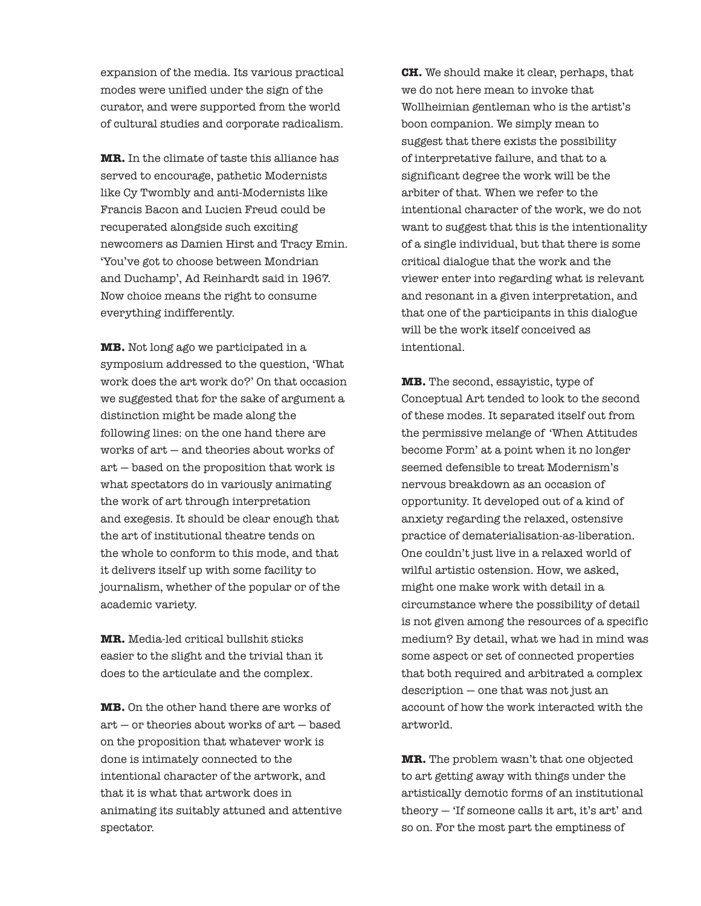expansion of the media. Its various practical modes were unified under the sign of the curator, and were supported from the world of cultural studies and corporate radicalism.

**MR.** In the climate of taste this alliance has served to encourage, pathetic Modernists like Cy Twombly and anti-Modernists like Francis Bacon and Lucien Freud could be recuperated alongside such exciting newcomers as Damien Hirst and Tracy Emin. 'You've got to choose between Mondrian and Duchamp', Ad Reinhardt said in 1967. Now choice means the right to consume everything indifferently.

**MB.** Not long ago we participated in a symposium addressed to the question, 'What work does the art work do?' On that occasion we suggested that for the sake of argument a distinction might be made along the following lines: on the one hand there are works of art — and theories about works of art — based on the proposition that work is what spectators do in variously animating the work of art through interpretation and exegesis. It should be clear enough that the art of institutional theatre tends on the whole to conform to this mode, and that it delivers itself up with some facility to journalism, whether of the popular or of the academic variety.

**MR.** Media-led critical bullshit sticks easier to the slight and the trivial than it does to the articulate and the complex.

**MB.** On the other hand there are works of art — or theories about works of art — based on the proposition that whatever work is done is intimately connected to the intentional character of the artwork, and that it is what that artwork does in animating its suitably attuned and attentive spectator.

**CH.** We should make it clear, perhaps, that we do not here mean to invoke that Wollheimian gentleman who is the artist's boon companion. We simply mean to suggest that there exists the possibility of interpretative failure, and that to a significant degree the work will be the arbiter of that. When we refer to the intentional character of the work, we do not want to suggest that this is the intentionality of a single individual, but that there is some critical dialogue that the work and the viewer enter into regarding what is relevant and resonant in a given interpretation, and that one of the participants in this dialogue will be the work itself conceived as intentional.

**MB.** The second, essayistic, type of Conceptual Art tended to look to the second of these modes. It separated itself out from the permissive melange of 'When Attitudes become Form' at a point when it no longer seemed defensible to treat Modernism's nervous breakdown as an occasion of opportunity. It developed out of a kind of anxiety regarding the relaxed, ostensive practice of dematerialisation-as-liberation. One couldn't just live in a relaxed world of wilful artistic ostension. How, we asked, might one make work with detail in a circumstance where the possibility of detail is not given among the resources of a specific medium? By detail, what we had in mind was some aspect or set of connected properties that both required and arbitrated a complex description — one that was not just an account of how the work interacted with the artworld.

**MR.** The problem wasn't that one objected to art getting away with things under the artistically demotic forms of an institutional theory — 'If someone calls it art, it's art' and so on. For the most part the emptiness of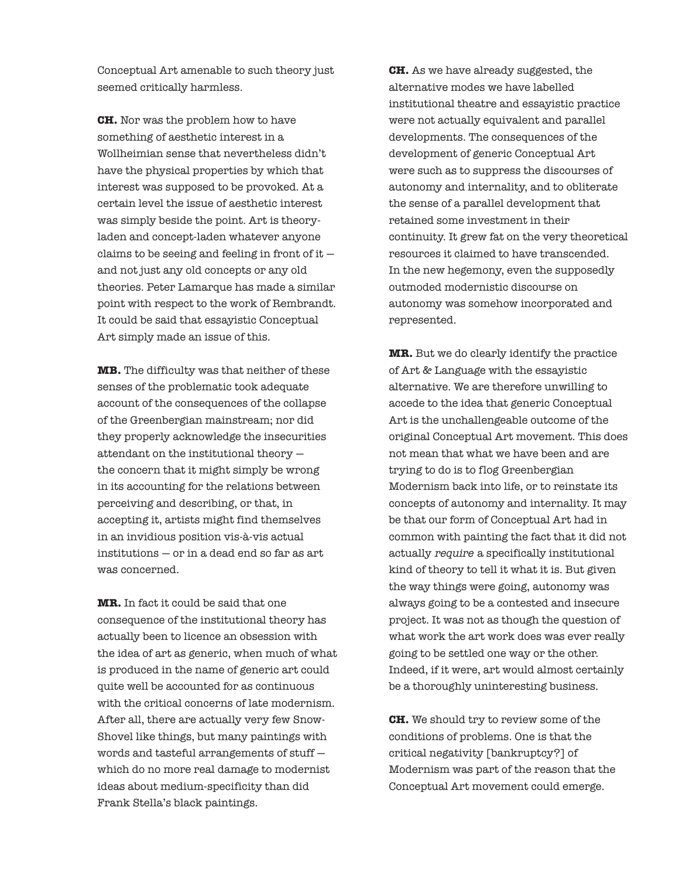Conceptual Art amenable to such theory just seemed critically harmless.

**CH.** Nor was the problem how to have something of aesthetic interest in a Wollheimian sense that nevertheless didn't have the physical properties by which that interest was supposed to be provoked. At a certain level the issue of aesthetic interest was simply beside the point. Art is theory-laden and concept-laden whatever anyone claims to be seeing and feeling in front of it — and not just any old concepts or any old theories. Peter Lamarque has made a similar point with respect to the work of Rembrandt. It could be said that essayistic Conceptual Art simply made an issue of this.

**MB.** The difficulty was that neither of these senses of the problematic took adequate account of the consequences of the collapse of the Greenbergian mainstream; nor did they properly acknowledge the insecurities attendant on the institutional theory — the concern that it might simply be wrong in its accounting for the relations between perceiving and describing, or that, in accepting it, artists might find themselves in an invidious position vis-à-vis actual institutions — or in a dead end so far as art was concerned.

**MR.** In fact it could be said that one consequence of the institutional theory has actually been to licence an obsession with the idea of art as generic, when much of what is produced in the name of generic art could quite well be accounted for as continuous with the critical concerns of late modernism. After all, there are actually very few Snow-Shovel like things, but many paintings with words and tasteful arrangements of stuff — which do no more real damage to modernist ideas about medium-specificity than did Frank Stella's black paintings.

**CH.** As we have already suggested, the alternative modes we have labelled institutional theatre and essayistic practice were not actually equivalent and parallel developments. The consequences of the development of generic Conceptual Art were such as to suppress the discourses of autonomy and internality, and to obliterate the sense of a parallel development that retained some investment in their continuity. It grew fat on the very theoretical resources it claimed to have transcended. In the new hegemony, even the supposedly outmoded modernistic discourse on autonomy was somehow incorporated and represented.

**MR.** But we do clearly identify the practice of Art & Language with the essayistic alternative. We are therefore unwilling to accede to the idea that generic Conceptual Art is the unchallengeable outcome of the original Conceptual Art movement. This does not mean that what we have been and are trying to do is to flog Greenbergian Modernism back into life, or to reinstate its concepts of autonomy and internality. It may be that our form of Conceptual Art had in common with painting the fact that it did not actually *require* a specifically institutional kind of theory to tell it what it is. But given the way things were going, autonomy was always going to be a contested and insecure project. It was not as though the question of what work the art work does was ever really going to be settled one way or the other. Indeed, if it were, art would almost certainly be a thoroughly uninteresting business.

**CH.** We should try to review some of the conditions of problems. One is that the critical negativity [bankruptcy?] of Modernism was part of the reason that the Conceptual Art movement could emerge.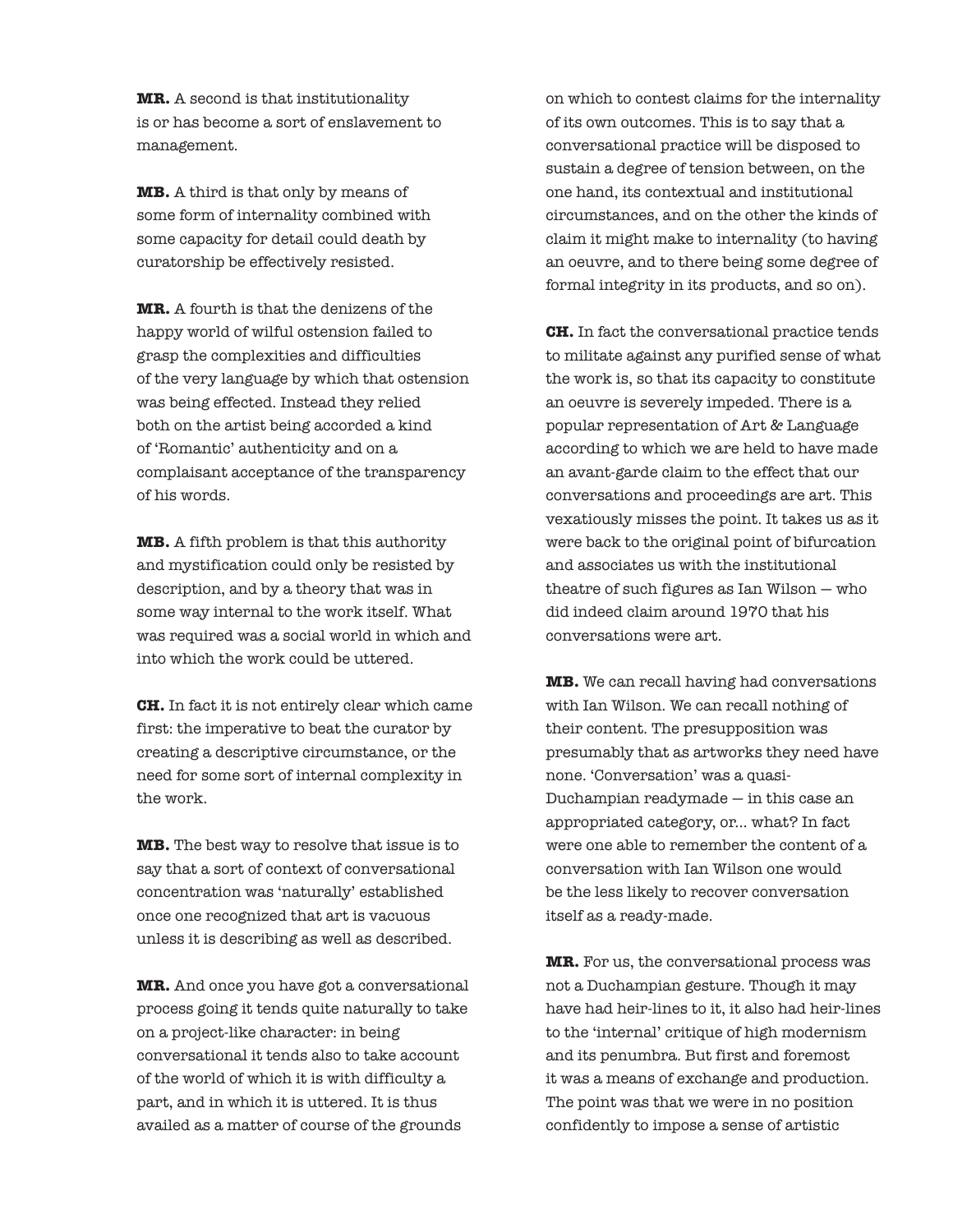**MR.** A second is that institutionality is or has become a sort of enslavement to management.

**MB.** A third is that only by means of some form of internality combined with some capacity for detail could death by curatorship be effectively resisted.

**MR.** A fourth is that the denizens of the happy world of wilful ostension failed to grasp the complexities and difficulties of the very language by which that ostension was being effected. Instead they relied both on the artist being accorded a kind of 'Romantic' authenticity and on a complaisant acceptance of the transparency of his words.

**MB.** A fifth problem is that this authority and mystification could only be resisted by description, and by a theory that was in some way internal to the work itself. What was required was a social world in which and into which the work could be uttered.

**CH.** In fact it is not entirely clear which came first: the imperative to beat the curator by creating a descriptive circumstance, or the need for some sort of internal complexity in the work.

**MB.** The best way to resolve that issue is to say that a sort of context of conversational concentration was 'naturally' established once one recognized that art is vacuous unless it is describing as well as described.

**MR.** And once you have got a conversational process going it tends quite naturally to take on a project-like character: in being conversational it tends also to take account of the world of which it is with difficulty a part, and in which it is uttered. It is thus availed as a matter of course of the grounds on which to contest claims for the internality of its own outcomes. This is to say that a conversational practice will be disposed to sustain a degree of tension between, on the one hand, its contextual and institutional circumstances, and on the other the kinds of claim it might make to internality (to having an oeuvre, and to there being some degree of formal integrity in its products, and so on).

**CH.** In fact the conversational practice tends to militate against any purified sense of what the work is, so that its capacity to constitute an oeuvre is severely impeded. There is a popular representation of Art & Language according to which we are held to have made an avant-garde claim to the effect that our conversations and proceedings are art. This vexatiously misses the point. It takes us as it were back to the original point of bifurcation and associates us with the institutional theatre of such figures as Ian Wilson — who did indeed claim around 1970 that his conversations were art.

**MB.** We can recall having had conversations with Ian Wilson. We can recall nothing of their content. The presupposition was presumably that as artworks they need have none. 'Conversation' was a quasi-Duchampian readymade — in this case an appropriated category, or... what? In fact were one able to remember the content of a conversation with Ian Wilson one would be the less likely to recover conversation itself as a ready-made.

**MR.** For us, the conversational process was not a Duchampian gesture. Though it may have had heir-lines to it, it also had heir-lines to the 'internal' critique of high modernism and its penumbra. But first and foremost it was a means of exchange and production. The point was that we were in no position confidently to impose a sense of artistic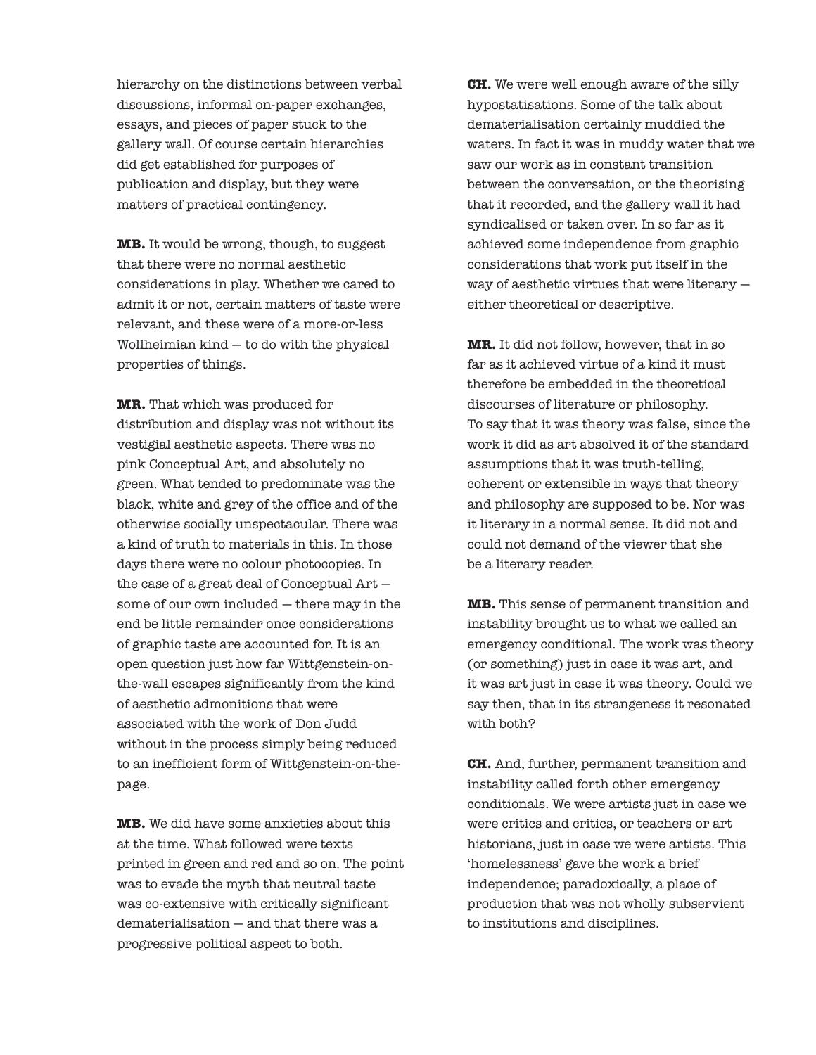hierarchy on the distinctions between verbal discussions, informal on-paper exchanges, essays, and pieces of paper stuck to the gallery wall. Of course certain hierarchies did get established for purposes of publication and display, but they were matters of practical contingency.

**MB.** It would be wrong, though, to suggest that there were no normal aesthetic considerations in play. Whether we cared to admit it or not, certain matters of taste were relevant, and these were of a more-or-less Wollheimian kind — to do with the physical properties of things.

**MR.** That which was produced for distribution and display was not without its vestigial aesthetic aspects. There was no pink Conceptual Art, and absolutely no green. What tended to predominate was the black, white and grey of the office and of the otherwise socially unspectacular. There was a kind of truth to materials in this. In those days there were no colour photocopies. In the case of a great deal of Conceptual Art — some of our own included — there may in the end be little remainder once considerations of graphic taste are accounted for. It is an open question just how far Wittgenstein-on-the-wall escapes significantly from the kind of aesthetic admonitions that were associated with the work of Don Judd without in the process simply being reduced to an inefficient form of Wittgenstein-on-the-page.

**MB.** We did have some anxieties about this at the time. What followed were texts printed in green and red and so on. The point was to evade the myth that neutral taste was co-extensive with critically significant dematerialisation — and that there was a progressive political aspect to both.

**CH.** We were well enough aware of the silly hypostatisations. Some of the talk about dematerialisation certainly muddied the waters. In fact it was in muddy water that we saw our work as in constant transition between the conversation, or the theorising that it recorded, and the gallery wall it had syndicalised or taken over. In so far as it achieved some independence from graphic considerations that work put itself in the way of aesthetic virtues that were literary — either theoretical or descriptive.

**MR.** It did not follow, however, that in so far as it achieved virtue of a kind it must therefore be embedded in the theoretical discourses of literature or philosophy. To say that it was theory was false, since the work it did as art absolved it of the standard assumptions that it was truth-telling, coherent or extensible in ways that theory and philosophy are supposed to be. Nor was it literary in a normal sense. It did not and could not demand of the viewer that she be a literary reader.

**MB.** This sense of permanent transition and instability brought us to what we called an emergency conditional. The work was theory (or something) just in case it was art, and it was art just in case it was theory. Could we say then, that in its strangeness it resonated with both?

**CH.** And, further, permanent transition and instability called forth other emergency conditionals. We were artists just in case we were critics and critics, or teachers or art historians, just in case we were artists. This 'homelessness' gave the work a brief independence; paradoxically, a place of production that was not wholly subservient to institutions and disciplines.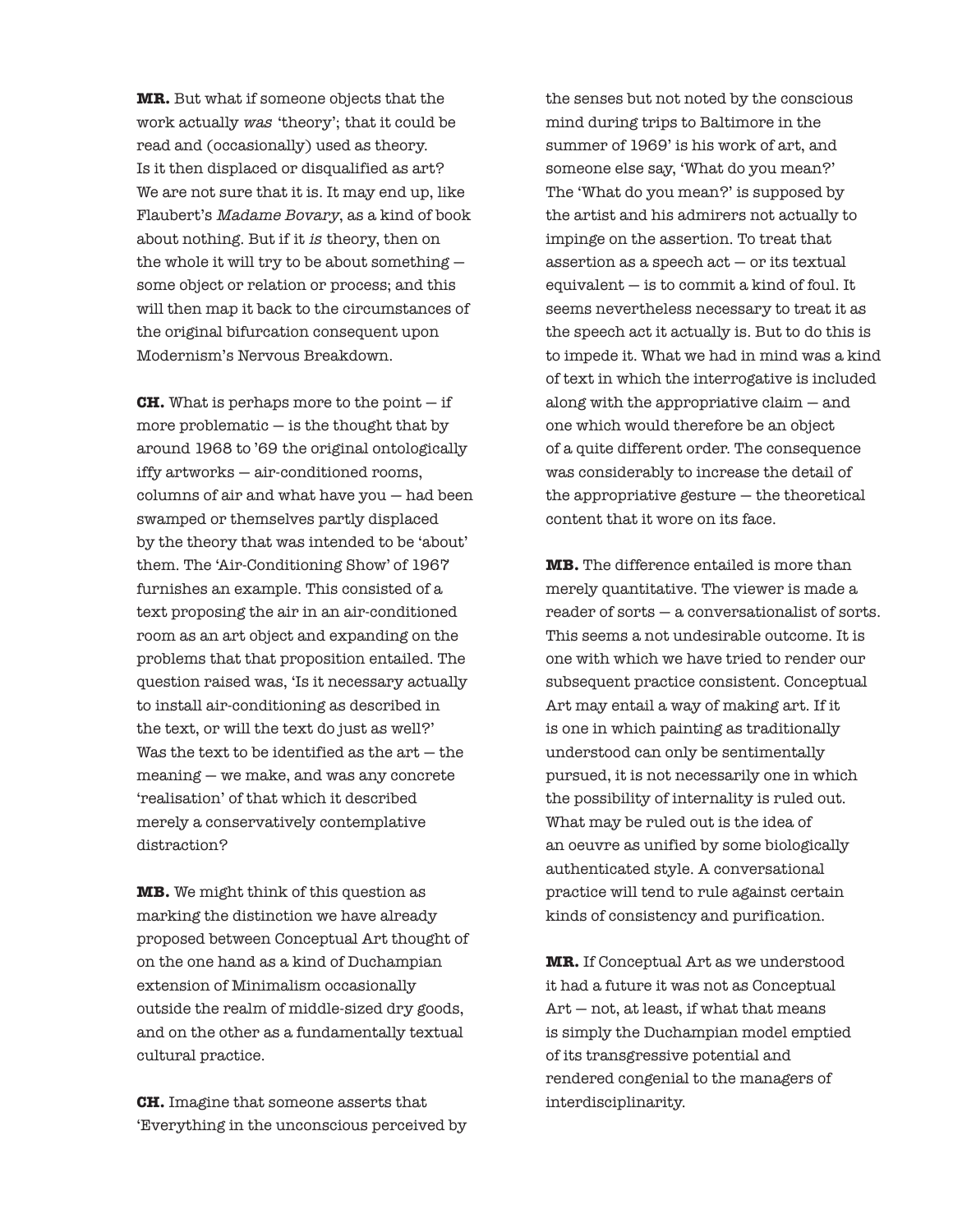**MR.** But what if someone objects that the work actually *was* 'theory'; that it could be read and (occasionally) used as theory. Is it then displaced or disqualified as art? We are not sure that it is. It may end up, like Flaubert's *Madame Bovary*, as a kind of book about nothing. But if it *is* theory, then on the whole it will try to be about something — some object or relation or process; and this will then map it back to the circumstances of the original bifurcation consequent upon Modernism's Nervous Breakdown.

**CH.** What is perhaps more to the point — if more problematic — is the thought that by around 1968 to '69 the original ontologically iffy artworks — air-conditioned rooms, columns of air and what have you — had been swamped or themselves partly displaced by the theory that was intended to be 'about' them. The 'Air-Conditioning Show' of 1967 furnishes an example. This consisted of a text proposing the air in an air-conditioned room as an art object and expanding on the problems that that proposition entailed. The question raised was, 'Is it necessary actually to install air-conditioning as described in the text, or will the text do just as well?' Was the text to be identified as the art — the meaning — we make, and was any concrete 'realisation' of that which it described merely a conservatively contemplative distraction?

**MB.** We might think of this question as marking the distinction we have already proposed between Conceptual Art thought of on the one hand as a kind of Duchampian extension of Minimalism occasionally outside the realm of middle-sized dry goods, and on the other as a fundamentally textual cultural practice.

**CH.** Imagine that someone asserts that 'Everything in the unconscious perceived by the senses but not noted by the conscious mind during trips to Baltimore in the summer of 1969' is his work of art, and someone else say, 'What do you mean?' The 'What do you mean?' is supposed by the artist and his admirers not actually to impinge on the assertion. To treat that assertion as a speech act — or its textual equivalent — is to commit a kind of foul. It seems nevertheless necessary to treat it as the speech act it actually is. But to do this is to impede it. What we had in mind was a kind of text in which the interrogative is included along with the appropriative claim — and one which would therefore be an object of a quite different order. The consequence was considerably to increase the detail of the appropriative gesture — the theoretical content that it wore on its face.

**MB.** The difference entailed is more than merely quantitative. The viewer is made a reader of sorts — a conversationalist of sorts. This seems a not undesirable outcome. It is one with which we have tried to render our subsequent practice consistent. Conceptual Art may entail a way of making art. If it is one in which painting as traditionally understood can only be sentimentally pursued, it is not necessarily one in which the possibility of internality is ruled out. What may be ruled out is the idea of an oeuvre as unified by some biologically authenticated style. A conversational practice will tend to rule against certain kinds of consistency and purification.

**MR.** If Conceptual Art as we understood it had a future it was not as Conceptual Art — not, at least, if what that means is simply the Duchampian model emptied of its transgressive potential and rendered congenial to the managers of interdisciplinarity.